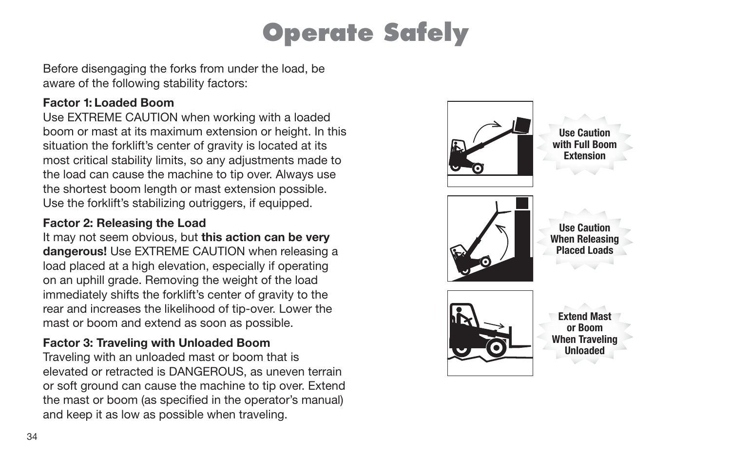# Operate Safely

Before disengaging the forks from under the load, be aware of the following stability factors:

**Factor 1: Loaded Boom**
Use EXTREME CAUTION when working with a loaded boom or mast at its maximum extension or height. In this situation the forklift's center of gravity is located at its most critical stability limits, so any adjustments made to the load can cause the machine to tip over. Always use the shortest boom length or mast extension possible. Use the forklift's stabilizing outriggers, if equipped.

**Factor 2: Releasing the Load**
It may not seem obvious, but **this action can be very dangerous!** Use EXTREME CAUTION when releasing a load placed at a high elevation, especially if operating on an uphill grade. Removing the weight of the load immediately shifts the forklift's center of gravity to the rear and increases the likelihood of tip-over. Lower the mast or boom and extend as soon as possible.

**Factor 3: Traveling with Unloaded Boom**
Traveling with an unloaded mast or boom that is elevated or retracted is DANGEROUS, as uneven terrain or soft ground can cause the machine to tip over. Extend the mast or boom (as specified in the operator's manual) and keep it as low as possible when traveling.

**Use Caution with Full Boom Extension**

**Use Caution When Releasing Placed Loads**

**Extend Mast or Boom When Traveling Unloaded**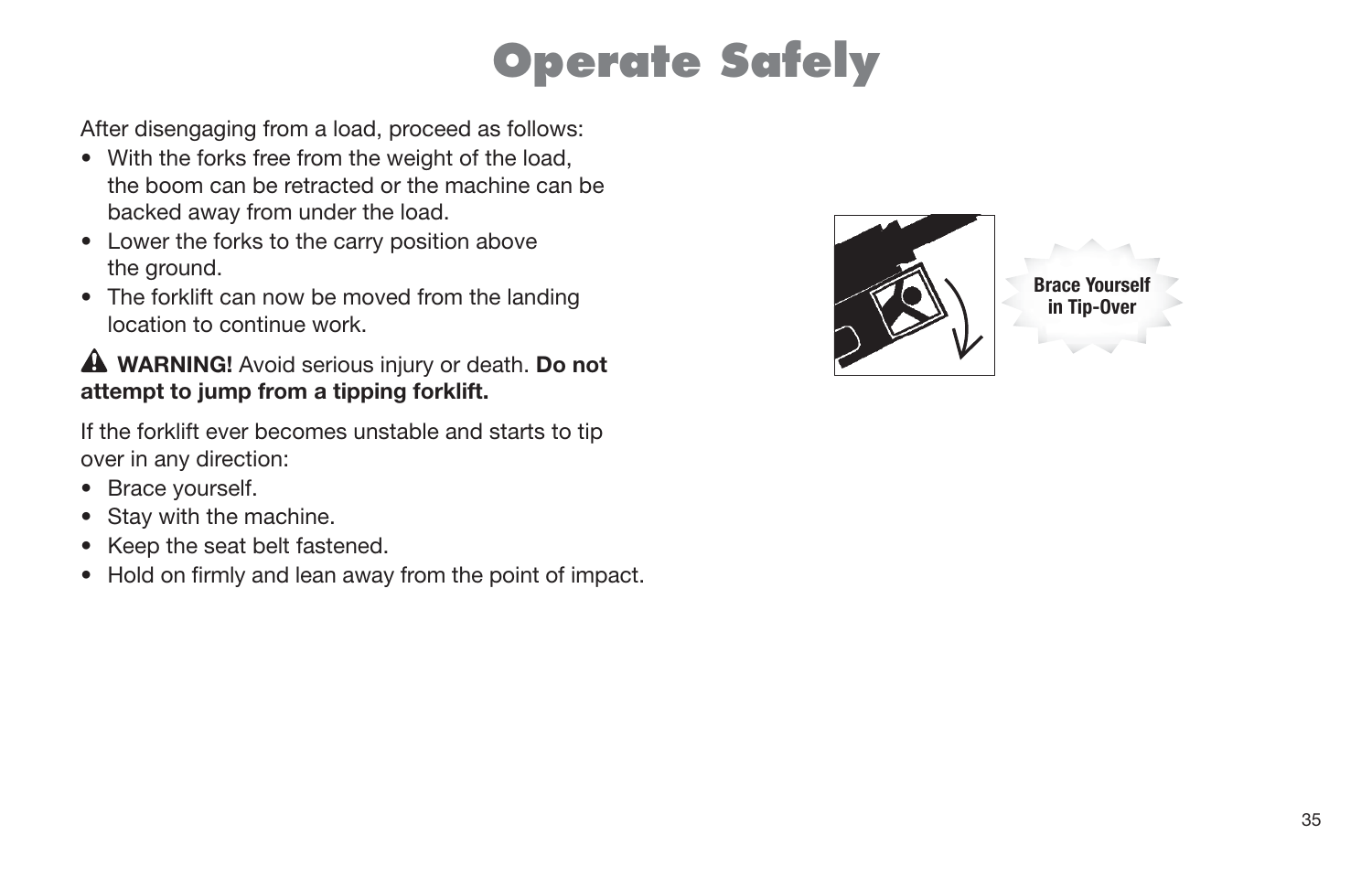# Operate Safely

After disengaging from a load, proceed as follows:

- With the forks free from the weight of the load, the boom can be retracted or the machine can be backed away from under the load.
- Lower the forks to the carry position above the ground.
- The forklift can now be moved from the landing location to continue work.

⚠ **WARNING!** Avoid serious injury or death. **Do not attempt to jump from a tipping forklift.**

If the forklift ever becomes unstable and starts to tip over in any direction:

- Brace yourself.
- Stay with the machine.
- Keep the seat belt fastened.
- Hold on firmly and lean away from the point of impact.

Brace Yourself in Tip-Over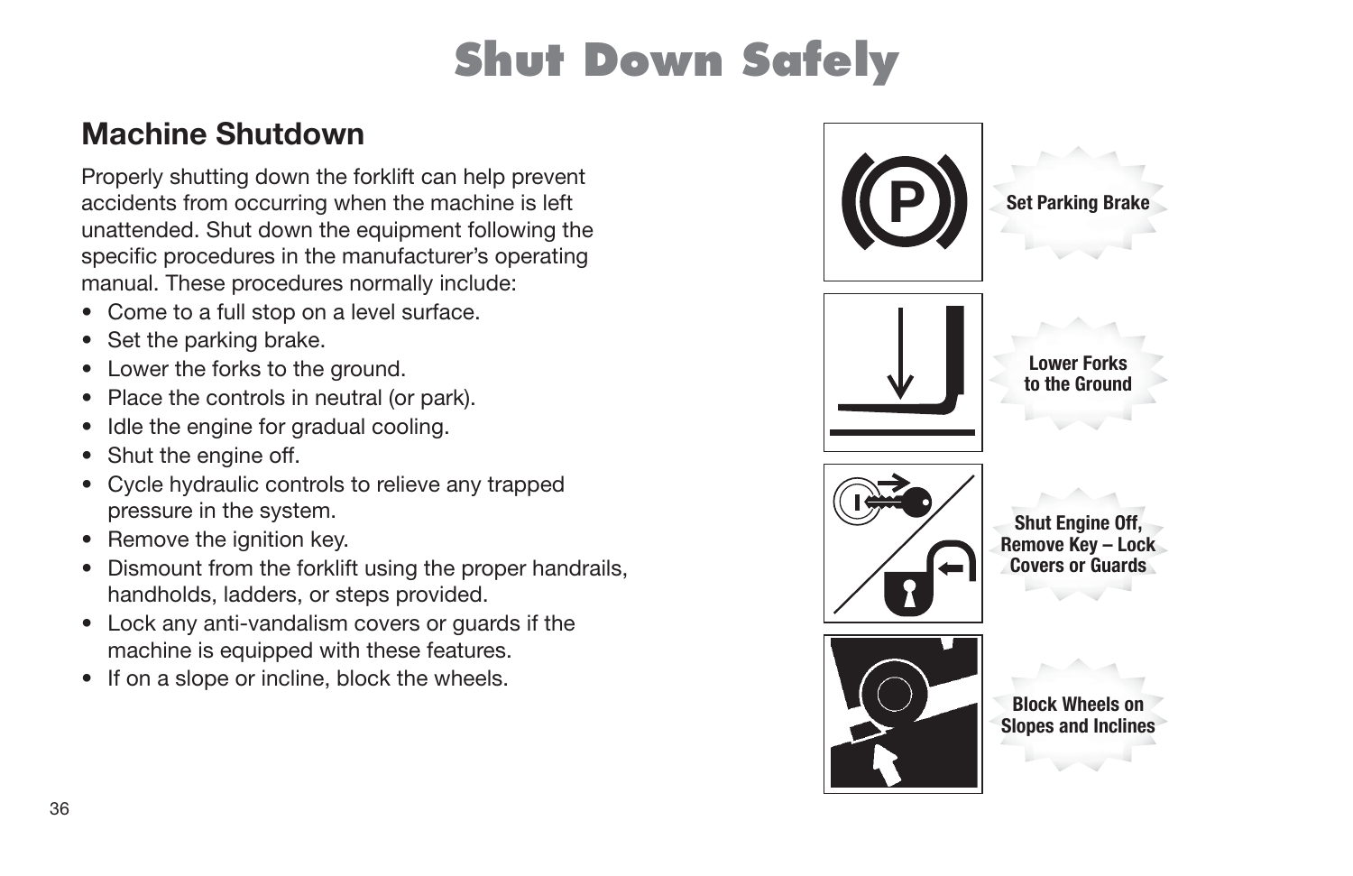# Shut Down Safely

## Machine Shutdown

Properly shutting down the forklift can help prevent accidents from occurring when the machine is left unattended. Shut down the equipment following the specific procedures in the manufacturer's operating manual. These procedures normally include:

- Come to a full stop on a level surface.
- Set the parking brake.
- Lower the forks to the ground.
- Place the controls in neutral (or park).
- Idle the engine for gradual cooling.
- Shut the engine off.
- Cycle hydraulic controls to relieve any trapped pressure in the system.
- Remove the ignition key.
- Dismount from the forklift using the proper handrails, handholds, ladders, or steps provided.
- Lock any anti-vandalism covers or guards if the machine is equipped with these features.
- If on a slope or incline, block the wheels.

**Set Parking Brake**

**Lower Forks to the Ground**

**Shut Engine Off, Remove Key – Lock Covers or Guards**

**Block Wheels on Slopes and Inclines**